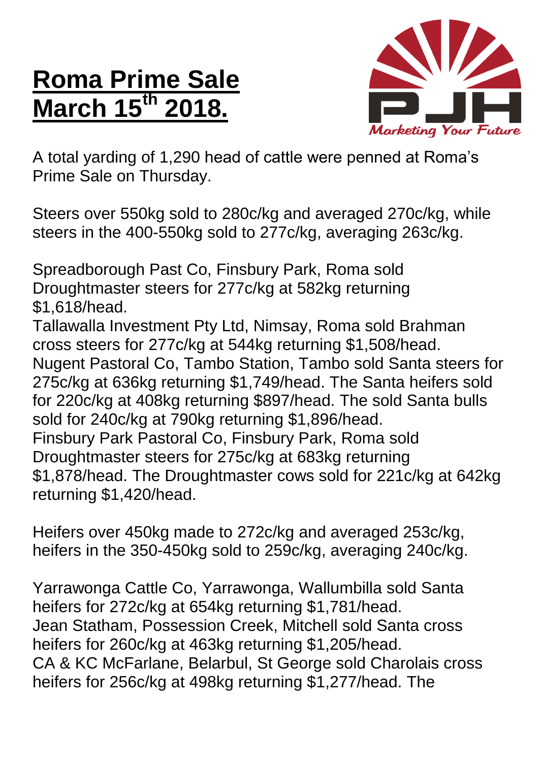# Roma Prime Sale March 15th 2018.

A total yarding of 1,290 head of cattle were penned at Roma's Prime Sale on Thursday.

Steers over 550kg sold to 280c/kg and averaged 270c/kg, while steers in the 400-550kg sold to 277c/kg, averaging 263c/kg.

Spreadborough Past Co, Finsbury Park, Roma sold Droughtmaster steers for 277c/kg at 582kg returning $1,618/head.
Tallawalla Investment Pty Ltd, Nimsay, Roma sold Brahman cross steers for 277c/kg at 544kg returning $1,508/head.
Nugent Pastoral Co, Tambo Station, Tambo sold Santa steers for 275c/kg at 636kg returning $1,749/head. The Santa heifers sold for 220c/kg at 408kg returning $897/head. The sold Santa bulls sold for 240c/kg at 790kg returning $1,896/head.
Finsbury Park Pastoral Co, Finsbury Park, Roma sold Droughtmaster steers for 275c/kg at 683kg returning $1,878/head. The Droughtmaster cows sold for 221c/kg at 642kg returning $1,420/head.

Heifers over 450kg made to 272c/kg and averaged 253c/kg, heifers in the 350-450kg sold to 259c/kg, averaging 240c/kg.

Yarrawonga Cattle Co, Yarrawonga, Wallumbilla sold Santa heifers for 272c/kg at 654kg returning $1,781/head.
Jean Statham, Possession Creek, Mitchell sold Santa cross heifers for 260c/kg at 463kg returning $1,205/head.
CA & KC McFarlane, Belarbul, St George sold Charolais cross heifers for 256c/kg at 498kg returning $1,277/head. The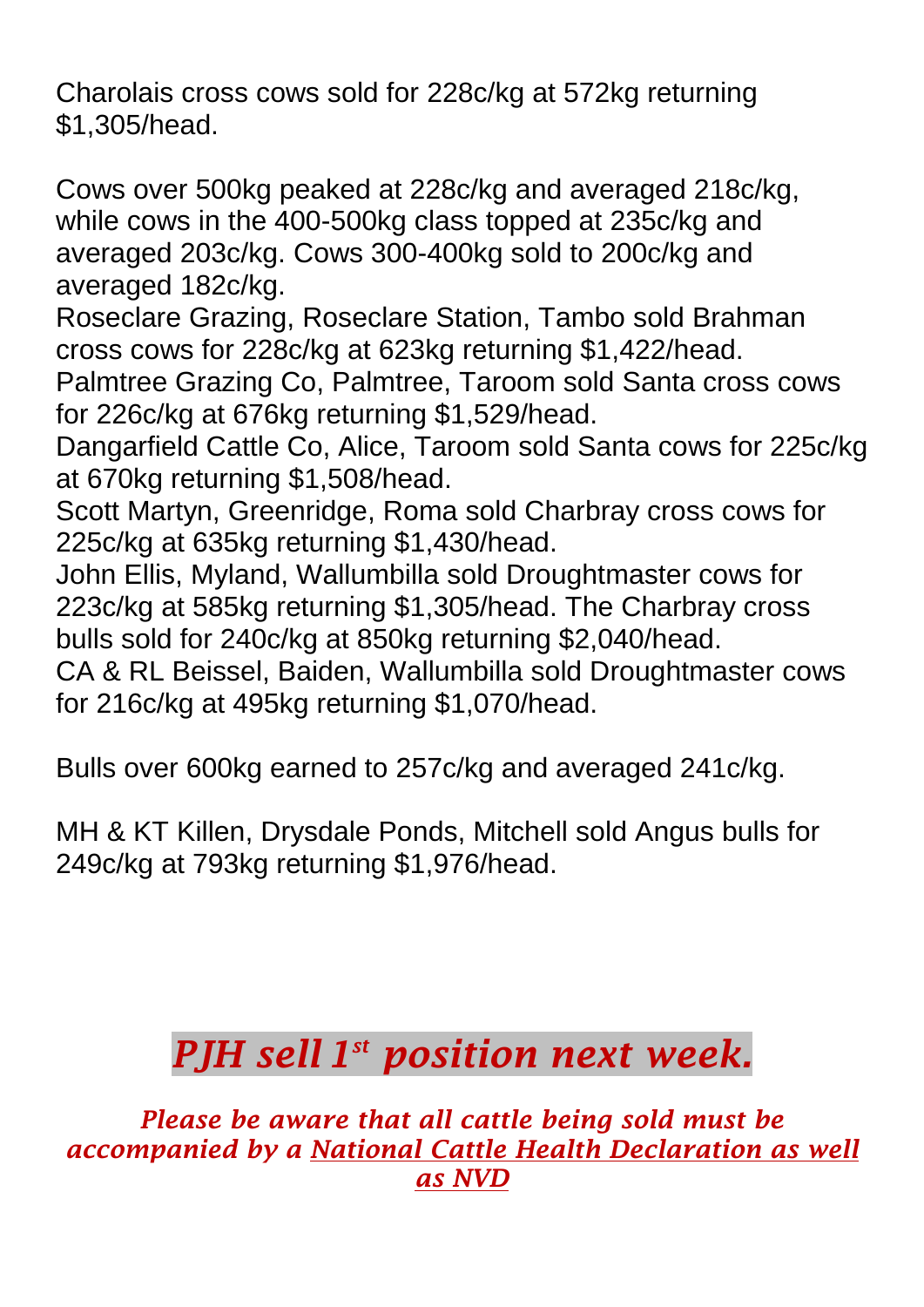Charolais cross cows sold for 228c/kg at 572kg returning $1,305/head.

Cows over 500kg peaked at 228c/kg and averaged 218c/kg, while cows in the 400-500kg class topped at 235c/kg and averaged 203c/kg. Cows 300-400kg sold to 200c/kg and averaged 182c/kg.
Roseclare Grazing, Roseclare Station, Tambo sold Brahman cross cows for 228c/kg at 623kg returning $1,422/head.
Palmtree Grazing Co, Palmtree, Taroom sold Santa cross cows for 226c/kg at 676kg returning $1,529/head.
Dangarfield Cattle Co, Alice, Taroom sold Santa cows for 225c/kg at 670kg returning $1,508/head.
Scott Martyn, Greenridge, Roma sold Charbray cross cows for 225c/kg at 635kg returning $1,430/head.
John Ellis, Myland, Wallumbilla sold Droughtmaster cows for 223c/kg at 585kg returning $1,305/head. The Charbray cross bulls sold for 240c/kg at 850kg returning $2,040/head.
CA & RL Beissel, Baiden, Wallumbilla sold Droughtmaster cows for 216c/kg at 495kg returning $1,070/head.

Bulls over 600kg earned to 257c/kg and averaged 241c/kg.

MH & KT Killen, Drysdale Ponds, Mitchell sold Angus bulls for 249c/kg at 793kg returning $1,976/head.

## *PJH sell 1st position next week.*

***Please be aware that all cattle being sold must be accompanied by a National Cattle Health Declaration as well as NVD***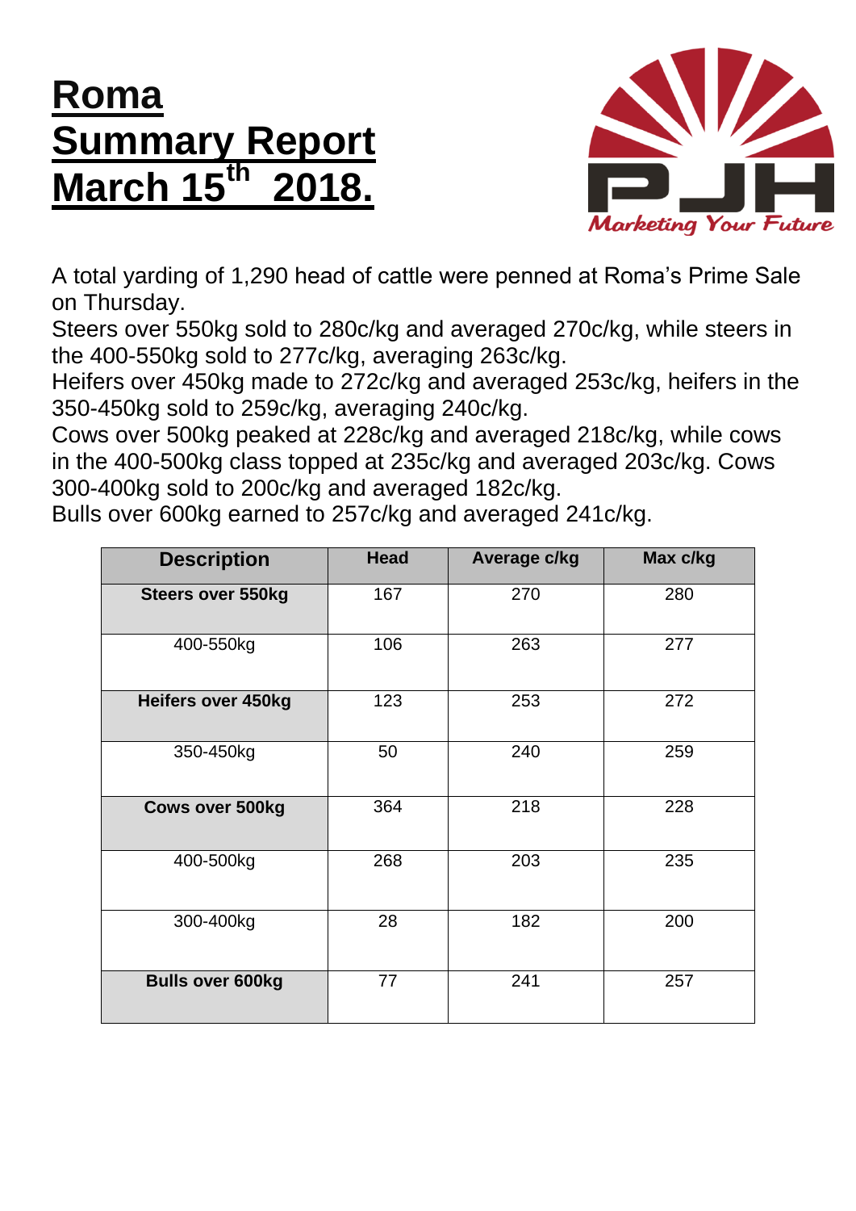# Roma
# Summary Report
# March 15th 2018.

PJH
Marketing Your Future

A total yarding of 1,290 head of cattle were penned at Roma's Prime Sale on Thursday.
Steers over 550kg sold to 280c/kg and averaged 270c/kg, while steers in the 400-550kg sold to 277c/kg, averaging 263c/kg.
Heifers over 450kg made to 272c/kg and averaged 253c/kg, heifers in the 350-450kg sold to 259c/kg, averaging 240c/kg.
Cows over 500kg peaked at 228c/kg and averaged 218c/kg, while cows in the 400-500kg class topped at 235c/kg and averaged 203c/kg. Cows 300-400kg sold to 200c/kg and averaged 182c/kg.
Bulls over 600kg earned to 257c/kg and averaged 241c/kg.

| Description | Head | Average c/kg | Max c/kg |
|---|---|---|---|
| **Steers over 550kg** | 167 | 270 | 280 |
| 400-550kg | 106 | 263 | 277 |
| **Heifers over 450kg** | 123 | 253 | 272 |
| 350-450kg | 50 | 240 | 259 |
| **Cows over 500kg** | 364 | 218 | 228 |
| 400-500kg | 268 | 203 | 235 |
| 300-400kg | 28 | 182 | 200 |
| **Bulls over 600kg** | 77 | 241 | 257 |